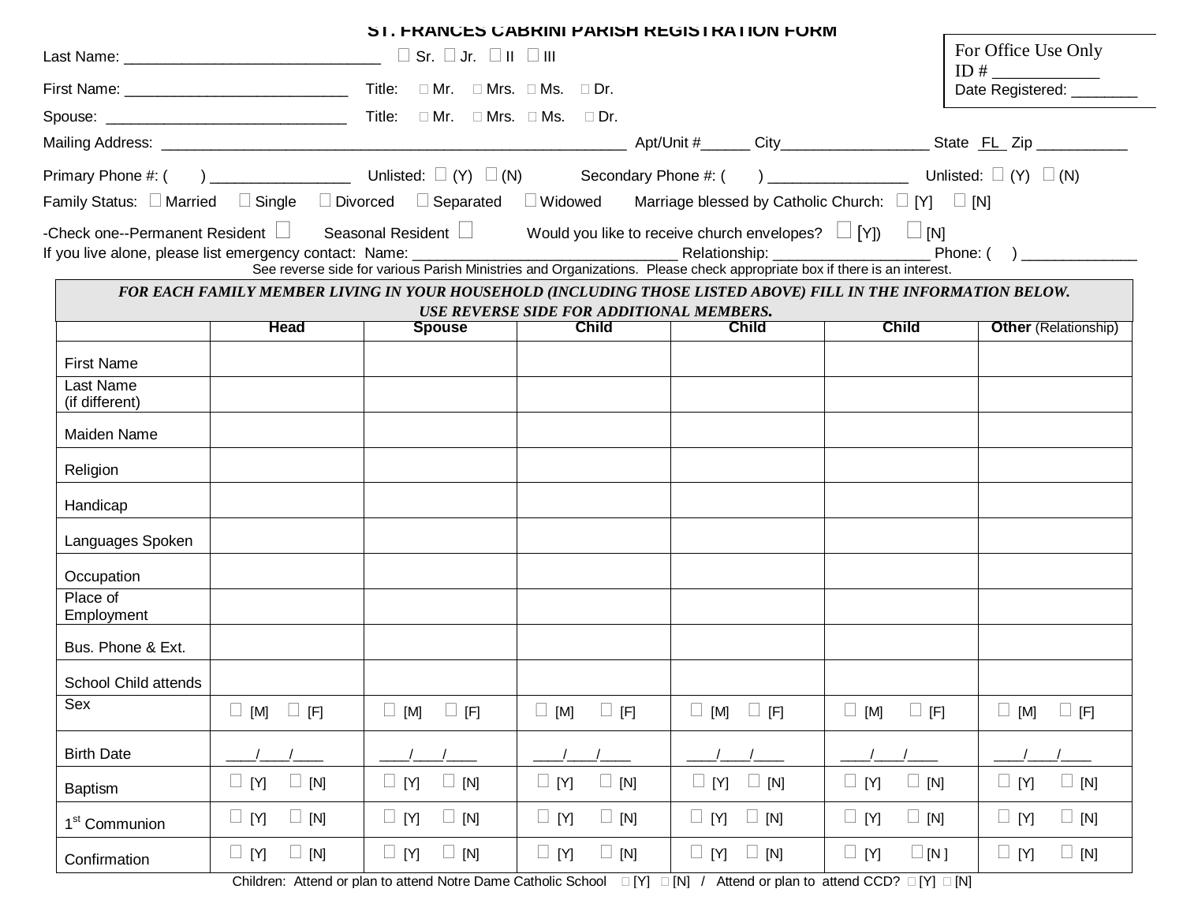# ST. FRANCES CABRINI PARISH REGISTRATION FORM

For Office Use Only
ID # ____________
Date Registered: ________

Last Name: _______________________________ ☐ Sr. ☐ Jr. ☐ II ☐ III

First Name: ___________________________ Title: ☐ Mr. ☐ Mrs. ☐ Ms. ☐ Dr.

Spouse: _____________________________ Title: ☐ Mr. ☐ Mrs. ☐ Ms. ☐ Dr.

Mailing Address: _________________________________________________________ Apt/Unit #______ City__________________ State _FL_ Zip ___________

Primary Phone #: ( ) _________________ Unlisted: ☐ (Y) ☐ (N) Secondary Phone #: ( ) _________________ Unlisted: ☐ (Y) ☐ (N)

Family Status: ☐ Married ☐ Single ☐ Divorced ☐ Separated ☐ Widowed Marriage blessed by Catholic Church: ☐ [Y] ☐ [N]

-Check one--Permanent Resident ☐ Seasonal Resident ☐ Would you like to receive church envelopes? ☐ [Y]) ☐ [N]

If you live alone, please list emergency contact: Name: _________________________________ Relationship: ___________________ Phone: ( ) ______________

See reverse side for various Parish Ministries and Organizations. Please check appropriate box if there is an interest.

***FOR EACH FAMILY MEMBER LIVING IN YOUR HOUSEHOLD (INCLUDING THOSE LISTED ABOVE) FILL IN THE INFORMATION BELOW. USE REVERSE SIDE FOR ADDITIONAL MEMBERS.***

| | **Head** | **Spouse** | **Child** | **Child** | **Child** | **Other** (Relationship) |
|---|---|---|---|---|---|---|
| First Name | | | | | | |
| Last Name (if different) | | | | | | |
| Maiden Name | | | | | | |
| Religion | | | | | | |
| Handicap | | | | | | |
| Languages Spoken | | | | | | |
| Occupation | | | | | | |
| Place of Employment | | | | | | |
| Bus. Phone & Ext. | | | | | | |
| School Child attends | | | | | | |
| Sex | ☐ [M] ☐ [F] | ☐ [M] ☐ [F] | ☐ [M] ☐ [F] | ☐ [M] ☐ [F] | ☐ [M] ☐ [F] | ☐ [M] ☐ [F] |
| Birth Date | ____/____/____ | ____/____/____ | ____/____/____ | ____/____/____ | ____/____/____ | ____/____/____ |
| Baptism | ☐ [Y] ☐ [N] | ☐ [Y] ☐ [N] | ☐ [Y] ☐ [N] | ☐ [Y] ☐ [N] | ☐ [Y] ☐ [N] | ☐ [Y] ☐ [N] |
| 1st Communion | ☐ [Y] ☐ [N] | ☐ [Y] ☐ [N] | ☐ [Y] ☐ [N] | ☐ [Y] ☐ [N] | ☐ [Y] ☐ [N] | ☐ [Y] ☐ [N] |
| Confirmation | ☐ [Y] ☐ [N] | ☐ [Y] ☐ [N] | ☐ [Y] ☐ [N] | ☐ [Y] ☐ [N] | ☐ [Y] ☐ [N ] | ☐ [Y] ☐ [N] |

Children: Attend or plan to attend Notre Dame Catholic School ☐ [Y] ☐ [N] / Attend or plan to attend CCD? ☐ [Y] ☐ [N]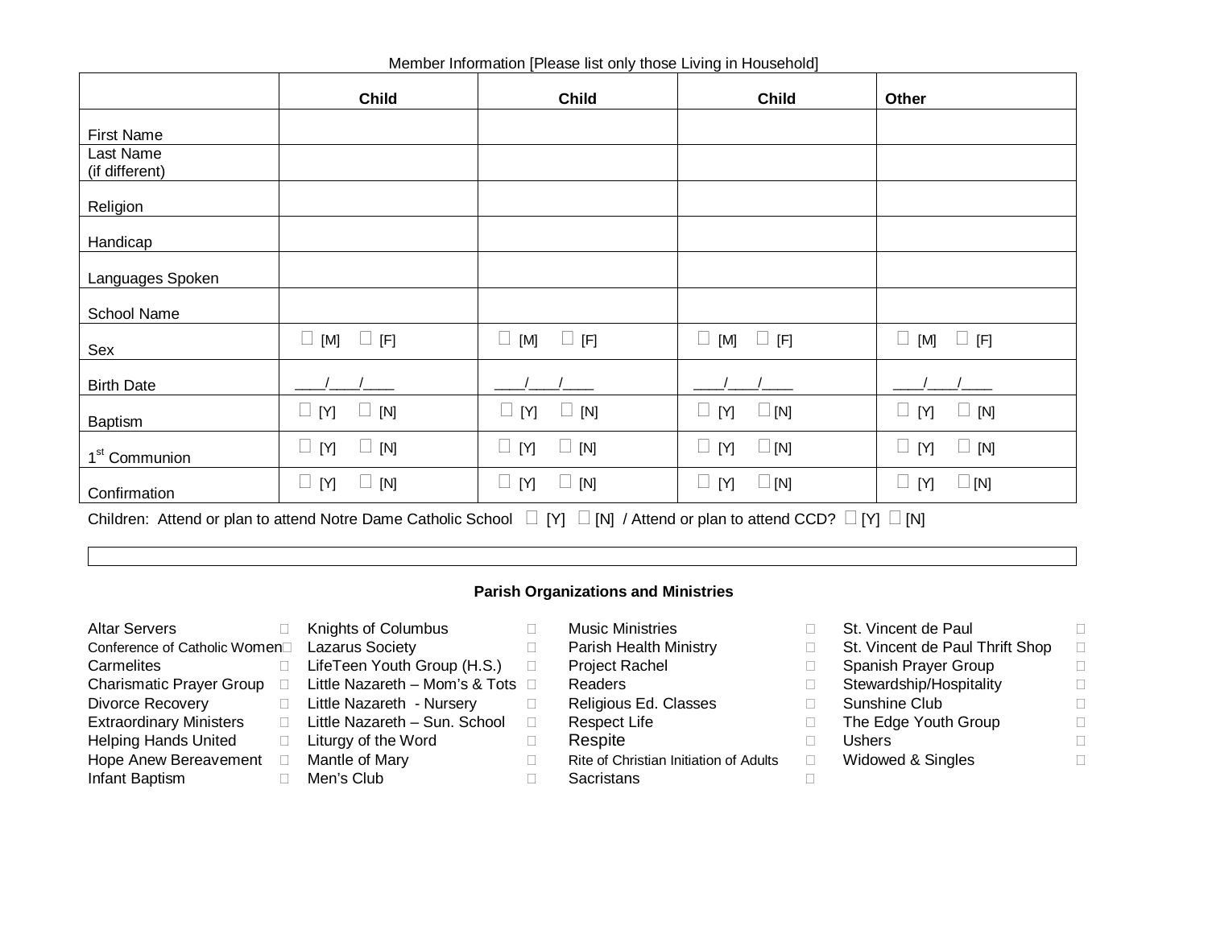Member Information [Please list only those Living in Household]

| | Child | Child | Child | Other |
|---|---|---|---|---|
| First Name | | | | |
| Last Name (if different) | | | | |
| Religion | | | | |
| Handicap | | | | |
| Languages Spoken | | | | |
| School Name | | | | |
| Sex | ☐ [M] ☐ [F] | ☐ [M] ☐ [F] | ☐ [M] ☐ [F] | ☐ [M] ☐ [F] |
| Birth Date | ____/____/____ | ____/____/____ | ____/____/____ | ____/____/____ |
| Baptism | ☐ [Y] ☐ [N] | ☐ [Y] ☐ [N] | ☐ [Y] ☐ [N] | ☐ [Y] ☐ [N] |
| 1st Communion | ☐ [Y] ☐ [N] | ☐ [Y] ☐ [N] | ☐ [Y] ☐ [N] | ☐ [Y] ☐ [N] |
| Confirmation | ☐ [Y] ☐ [N] | ☐ [Y] ☐ [N] | ☐ [Y] ☐ [N] | ☐ [Y] ☐ [N] |

Children: Attend or plan to attend Notre Dame Catholic School ☐ [Y] ☐ [N] / Attend or plan to attend CCD? ☐ [Y] ☐ [N]

**Parish Organizations and Ministries**

| | | | |
|---|---|---|---|
| Altar Servers ☐ | Knights of Columbus ☐ | Music Ministries ☐ | St. Vincent de Paul ☐ |
| Conference of Catholic Women ☐ | Lazarus Society ☐ | Parish Health Ministry ☐ | St. Vincent de Paul Thrift Shop ☐ |
| Carmelites ☐ | LifeTeen Youth Group (H.S.) ☐ | Project Rachel ☐ | Spanish Prayer Group ☐ |
| Charismatic Prayer Group ☐ | Little Nazareth – Mom's & Tots ☐ | Readers ☐ | Stewardship/Hospitality ☐ |
| Divorce Recovery ☐ | Little Nazareth - Nursery ☐ | Religious Ed. Classes ☐ | Sunshine Club ☐ |
| Extraordinary Ministers ☐ | Little Nazareth – Sun. School ☐ | Respect Life ☐ | The Edge Youth Group ☐ |
| Helping Hands United ☐ | Liturgy of the Word ☐ | Respite ☐ | Ushers ☐ |
| Hope Anew Bereavement ☐ | Mantle of Mary ☐ | Rite of Christian Initiation of Adults ☐ | Widowed & Singles ☐ |
| Infant Baptism ☐ | Men's Club ☐ | Sacristans ☐ | |